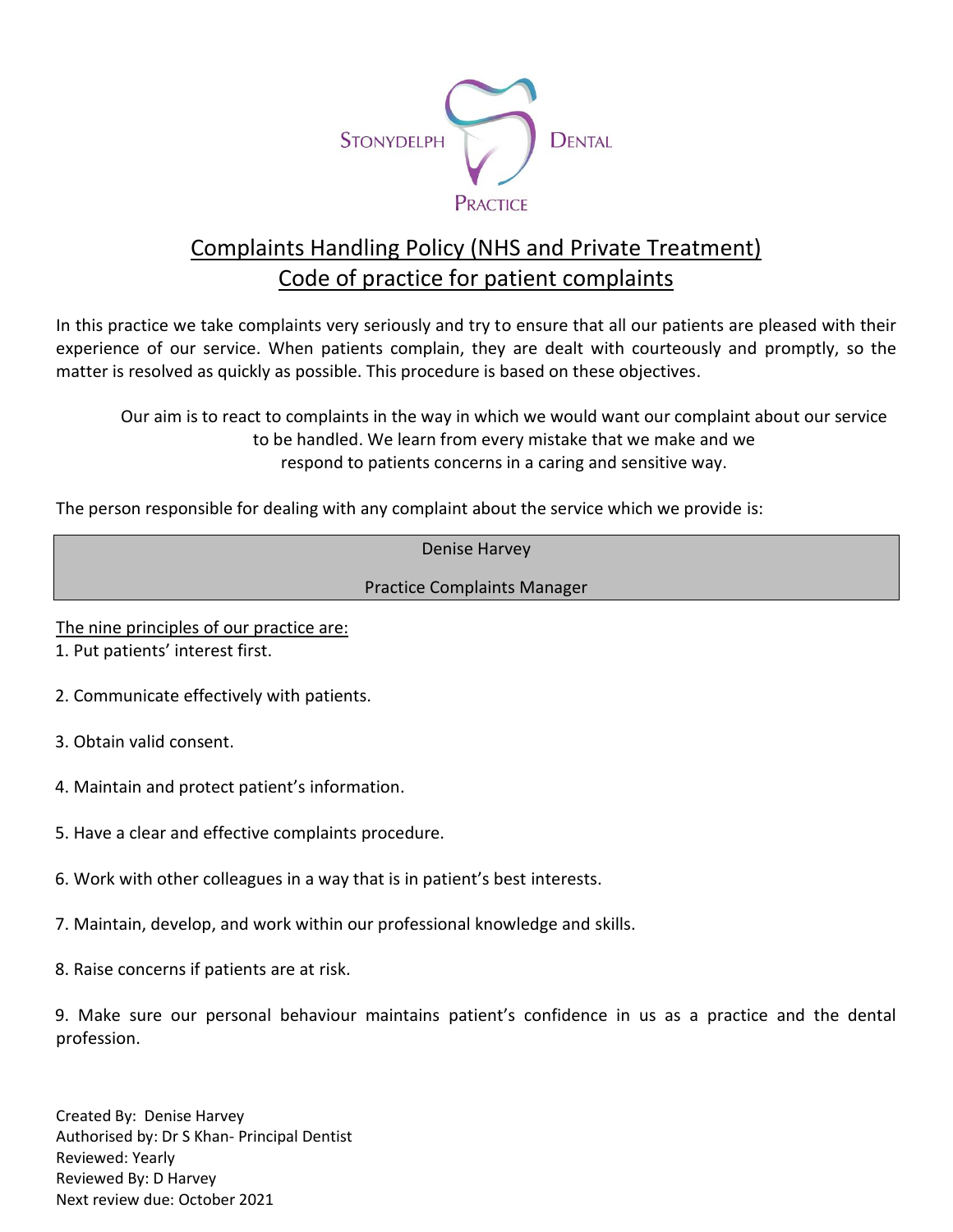Stonydelph Dental Practice

# Complaints Handling Policy (NHS and Private Treatment)
## Code of practice for patient complaints

In this practice we take complaints very seriously and try to ensure that all our patients are pleased with their experience of our service. When patients complain, they are dealt with courteously and promptly, so the matter is resolved as quickly as possible. This procedure is based on these objectives.

Our aim is to react to complaints in the way in which we would want our complaint about our service to be handled. We learn from every mistake that we make and we respond to patients concerns in a caring and sensitive way.

The person responsible for dealing with any complaint about the service which we provide is:

| Denise Harvey |
|---|
| Practice Complaints Manager |

The nine principles of our practice are:

1. Put patients' interest first.
2. Communicate effectively with patients.
3. Obtain valid consent.
4. Maintain and protect patient's information.
5. Have a clear and effective complaints procedure.
6. Work with other colleagues in a way that is in patient's best interests.
7. Maintain, develop, and work within our professional knowledge and skills.
8. Raise concerns if patients are at risk.
9. Make sure our personal behaviour maintains patient's confidence in us as a practice and the dental profession.

Created By: Denise Harvey
Authorised by: Dr S Khan- Principal Dentist
Reviewed: Yearly
Reviewed By: D Harvey
Next review due: October 2021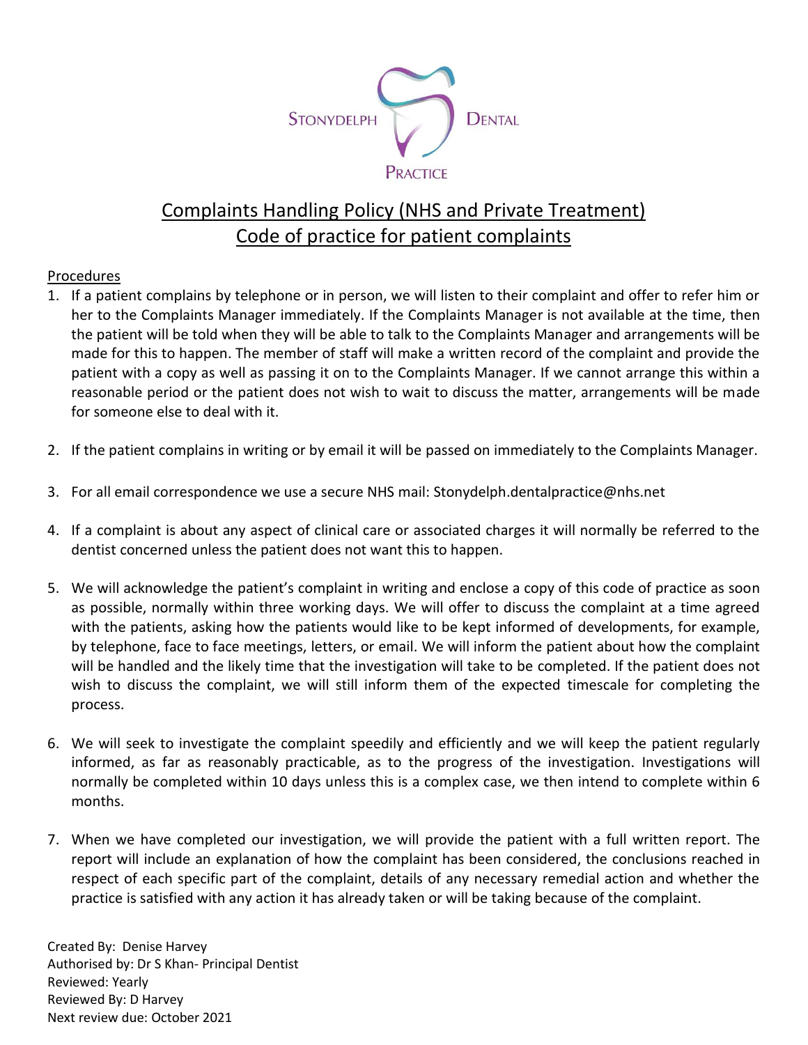STONYDELPH DENTAL PRACTICE

# Complaints Handling Policy (NHS and Private Treatment)
# Code of practice for patient complaints

## Procedures

1. If a patient complains by telephone or in person, we will listen to their complaint and offer to refer him or her to the Complaints Manager immediately. If the Complaints Manager is not available at the time, then the patient will be told when they will be able to talk to the Complaints Manager and arrangements will be made for this to happen. The member of staff will make a written record of the complaint and provide the patient with a copy as well as passing it on to the Complaints Manager. If we cannot arrange this within a reasonable period or the patient does not wish to wait to discuss the matter, arrangements will be made for someone else to deal with it.

2. If the patient complains in writing or by email it will be passed on immediately to the Complaints Manager.

3. For all email correspondence we use a secure NHS mail: Stonydelph.dentalpractice@nhs.net

4. If a complaint is about any aspect of clinical care or associated charges it will normally be referred to the dentist concerned unless the patient does not want this to happen.

5. We will acknowledge the patient's complaint in writing and enclose a copy of this code of practice as soon as possible, normally within three working days. We will offer to discuss the complaint at a time agreed with the patients, asking how the patients would like to be kept informed of developments, for example, by telephone, face to face meetings, letters, or email. We will inform the patient about how the complaint will be handled and the likely time that the investigation will take to be completed. If the patient does not wish to discuss the complaint, we will still inform them of the expected timescale for completing the process.

6. We will seek to investigate the complaint speedily and efficiently and we will keep the patient regularly informed, as far as reasonably practicable, as to the progress of the investigation. Investigations will normally be completed within 10 days unless this is a complex case, we then intend to complete within 6 months.

7. When we have completed our investigation, we will provide the patient with a full written report. The report will include an explanation of how the complaint has been considered, the conclusions reached in respect of each specific part of the complaint, details of any necessary remedial action and whether the practice is satisfied with any action it has already taken or will be taking because of the complaint.

Created By: Denise Harvey
Authorised by: Dr S Khan- Principal Dentist
Reviewed: Yearly
Reviewed By: D Harvey
Next review due: October 2021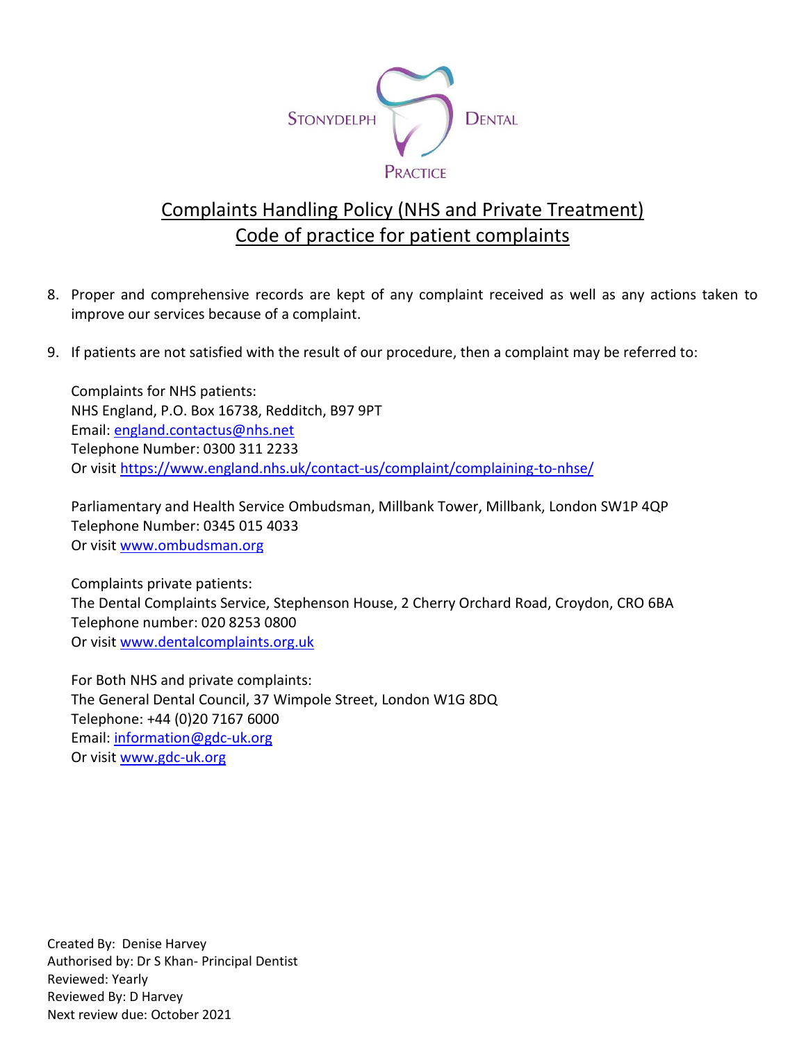STONYDELPH DENTAL PRACTICE

# Complaints Handling Policy (NHS and Private Treatment)
## Code of practice for patient complaints

8. Proper and comprehensive records are kept of any complaint received as well as any actions taken to improve our services because of a complaint.

9. If patients are not satisfied with the result of our procedure, then a complaint may be referred to:

   Complaints for NHS patients:
   NHS England, P.O. Box 16738, Redditch, B97 9PT
   Email: england.contactus@nhs.net
   Telephone Number: 0300 311 2233
   Or visit https://www.england.nhs.uk/contact-us/complaint/complaining-to-nhse/

   Parliamentary and Health Service Ombudsman, Millbank Tower, Millbank, London SW1P 4QP
   Telephone Number: 0345 015 4033
   Or visit www.ombudsman.org

   Complaints private patients:
   The Dental Complaints Service, Stephenson House, 2 Cherry Orchard Road, Croydon, CRO 6BA
   Telephone number: 020 8253 0800
   Or visit www.dentalcomplaints.org.uk

   For Both NHS and private complaints:
   The General Dental Council, 37 Wimpole Street, London W1G 8DQ
   Telephone: +44 (0)20 7167 6000
   Email: information@gdc-uk.org
   Or visit www.gdc-uk.org

Created By: Denise Harvey
Authorised by: Dr S Khan- Principal Dentist
Reviewed: Yearly
Reviewed By: D Harvey
Next review due: October 2021